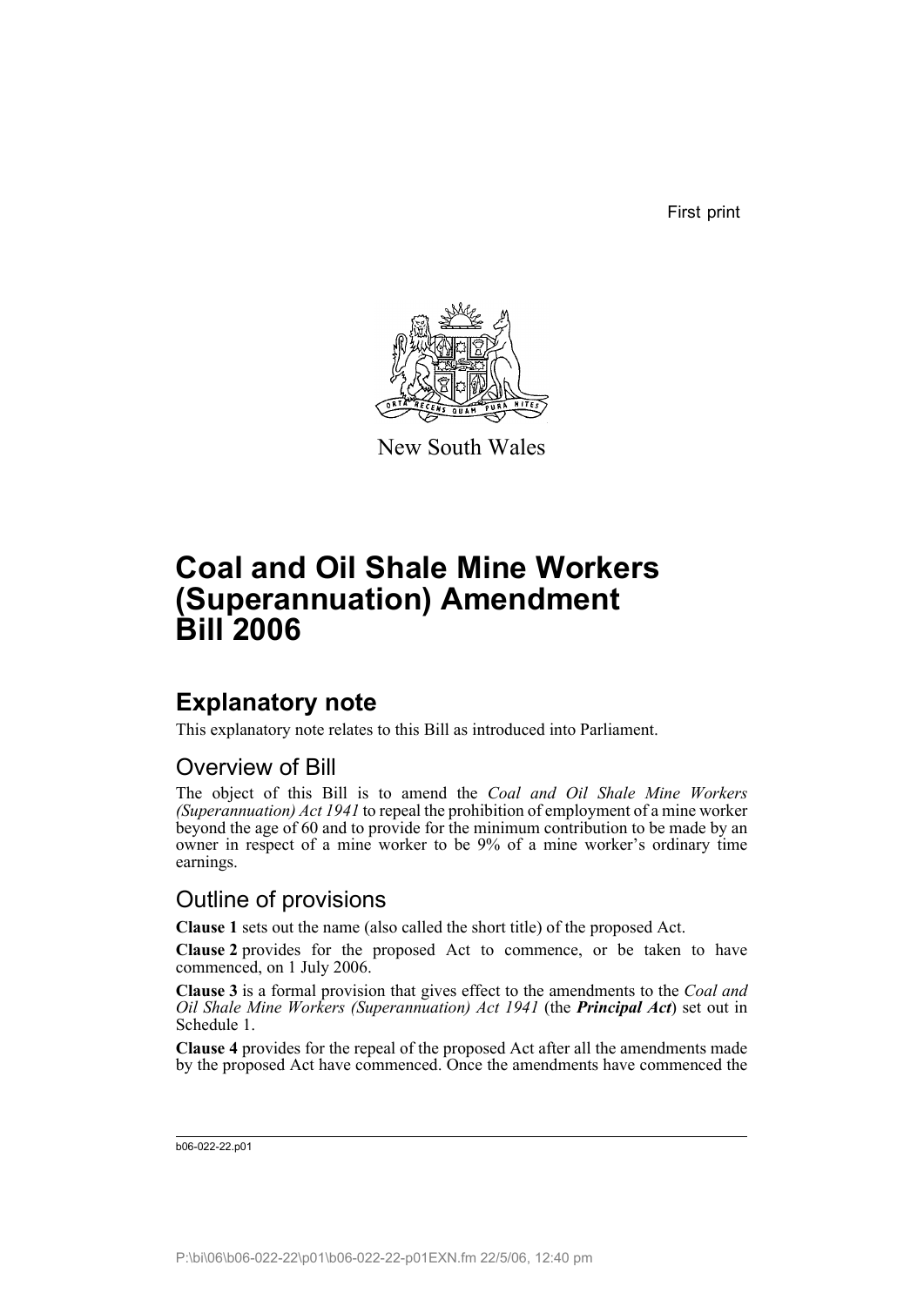First print

New South Wales

# Coal and Oil Shale Mine Workers (Superannuation) Amendment Bill 2006

## Explanatory note

This explanatory note relates to this Bill as introduced into Parliament.

### Overview of Bill

The object of this Bill is to amend the *Coal and Oil Shale Mine Workers (Superannuation) Act 1941* to repeal the prohibition of employment of a mine worker beyond the age of 60 and to provide for the minimum contribution to be made by an owner in respect of a mine worker to be 9% of a mine worker's ordinary time earnings.

### Outline of provisions

**Clause 1** sets out the name (also called the short title) of the proposed Act.

**Clause 2** provides for the proposed Act to commence, or be taken to have commenced, on 1 July 2006.

**Clause 3** is a formal provision that gives effect to the amendments to the *Coal and Oil Shale Mine Workers (Superannuation) Act 1941* (the ***Principal Act***) set out in Schedule 1.

**Clause 4** provides for the repeal of the proposed Act after all the amendments made by the proposed Act have commenced. Once the amendments have commenced the

b06-022-22.p01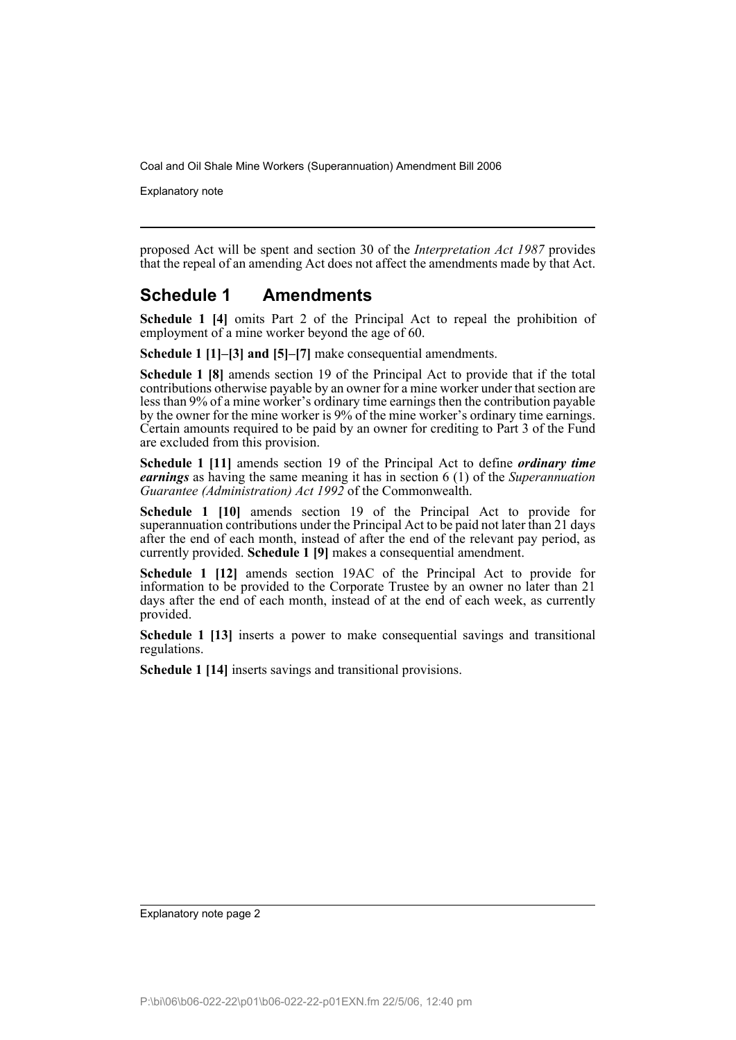proposed Act will be spent and section 30 of the *Interpretation Act 1987* provides that the repeal of an amending Act does not affect the amendments made by that Act.

## Schedule 1 Amendments

**Schedule 1 [4]** omits Part 2 of the Principal Act to repeal the prohibition of employment of a mine worker beyond the age of 60.

**Schedule 1 [1]–[3] and [5]–[7]** make consequential amendments.

**Schedule 1 [8]** amends section 19 of the Principal Act to provide that if the total contributions otherwise payable by an owner for a mine worker under that section are less than 9% of a mine worker's ordinary time earnings then the contribution payable by the owner for the mine worker is 9% of the mine worker's ordinary time earnings. Certain amounts required to be paid by an owner for crediting to Part 3 of the Fund are excluded from this provision.

**Schedule 1 [11]** amends section 19 of the Principal Act to define ***ordinary time earnings*** as having the same meaning it has in section 6 (1) of the *Superannuation Guarantee (Administration) Act 1992* of the Commonwealth.

**Schedule 1 [10]** amends section 19 of the Principal Act to provide for superannuation contributions under the Principal Act to be paid not later than 21 days after the end of each month, instead of after the end of the relevant pay period, as currently provided. **Schedule 1 [9]** makes a consequential amendment.

**Schedule 1 [12]** amends section 19AC of the Principal Act to provide for information to be provided to the Corporate Trustee by an owner no later than 21 days after the end of each month, instead of at the end of each week, as currently provided.

**Schedule 1 [13]** inserts a power to make consequential savings and transitional regulations.

**Schedule 1 [14]** inserts savings and transitional provisions.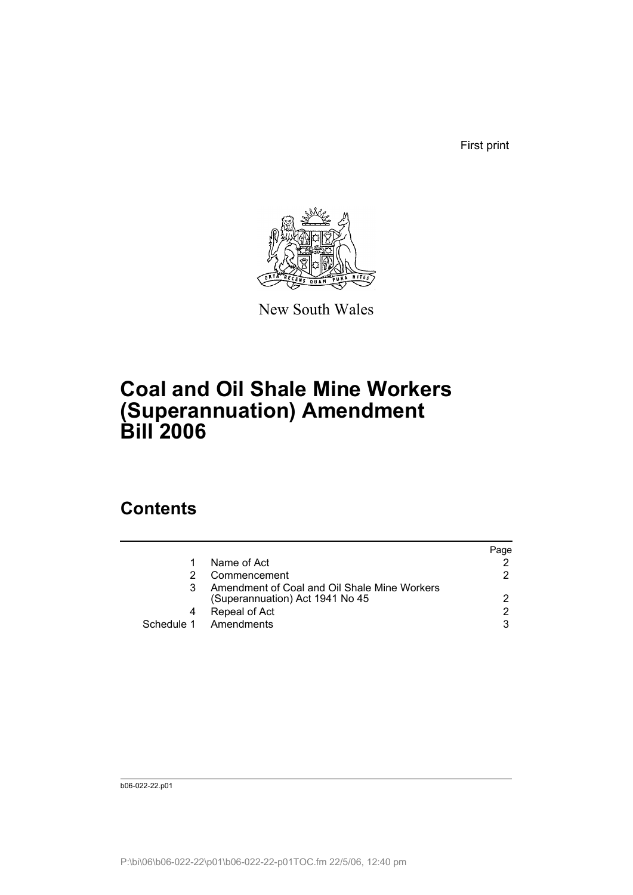First print

New South Wales

# Coal and Oil Shale Mine Workers (Superannuation) Amendment Bill 2006

## Contents

| | | Page |
|---|---|---|
| 1 | Name of Act | 2 |
| 2 | Commencement | 2 |
| 3 | Amendment of Coal and Oil Shale Mine Workers (Superannuation) Act 1941 No 45 | 2 |
| 4 | Repeal of Act | 2 |
| Schedule 1 | Amendments | 3 |

b06-022-22.p01

P:\bi\06\b06-022-22\p01\b06-022-22-p01TOC.fm 22/5/06, 12:40 pm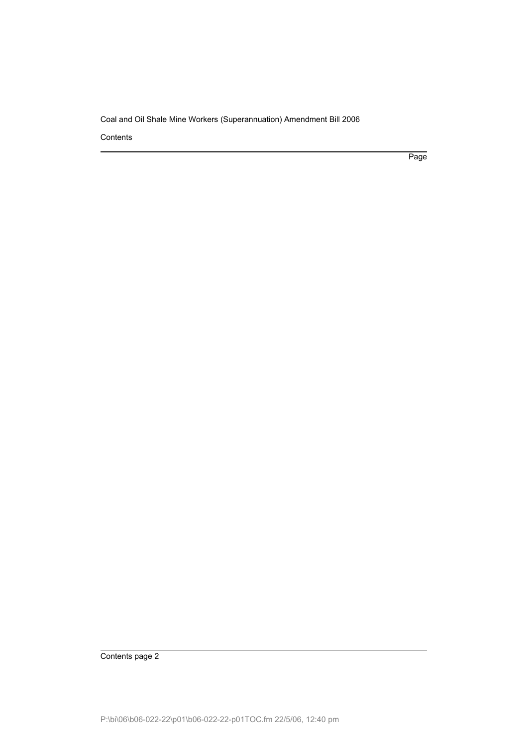Coal and Oil Shale Mine Workers (Superannuation) Amendment Bill 2006

Contents

Page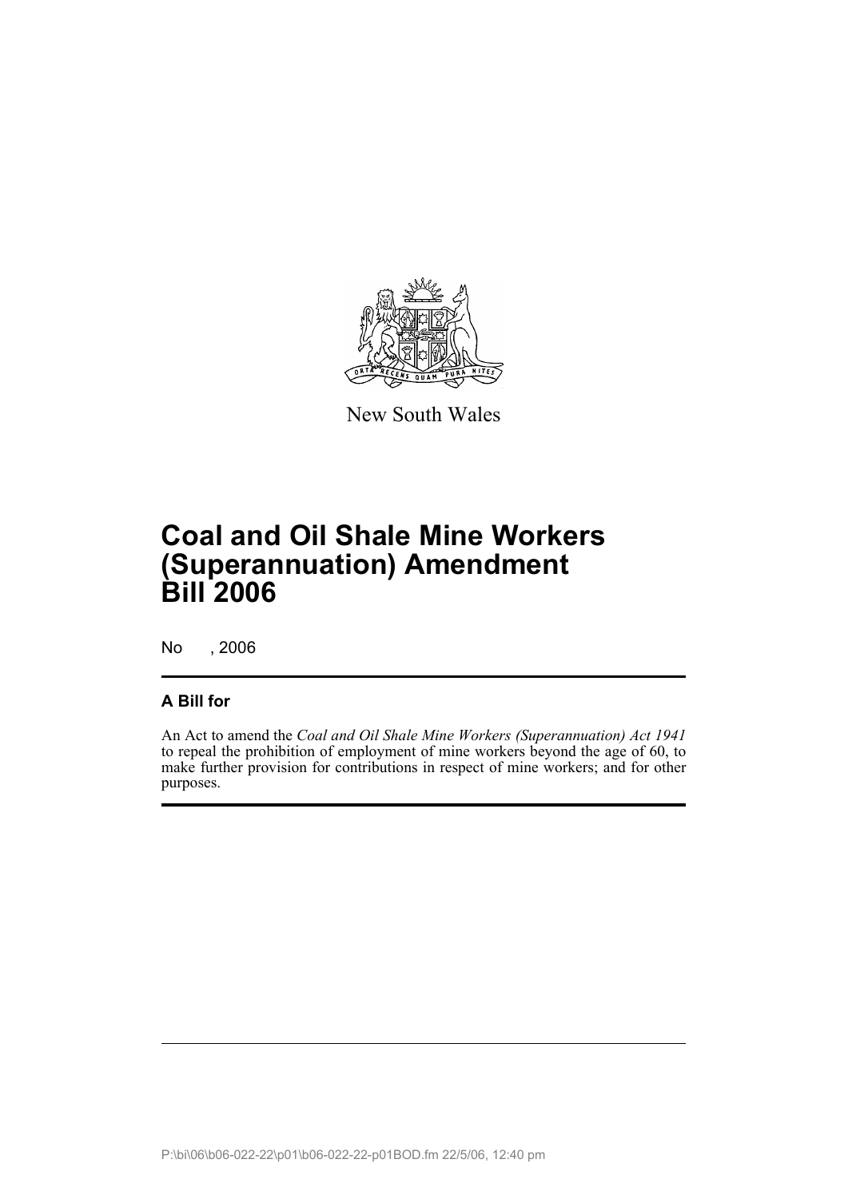New South Wales

# Coal and Oil Shale Mine Workers (Superannuation) Amendment Bill 2006

No , 2006

## A Bill for

An Act to amend the *Coal and Oil Shale Mine Workers (Superannuation) Act 1941* to repeal the prohibition of employment of mine workers beyond the age of 60, to make further provision for contributions in respect of mine workers; and for other purposes.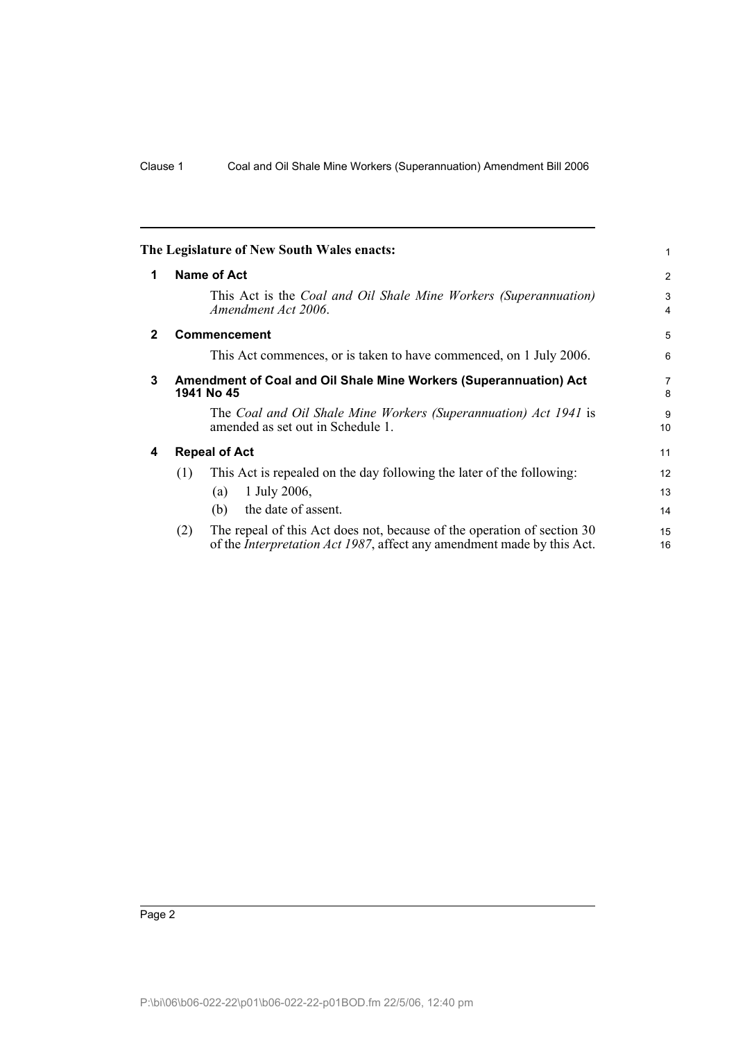The Legislature of New South Wales enacts:

## 1 Name of Act

This Act is the *Coal and Oil Shale Mine Workers (Superannuation) Amendment Act 2006*.

## 2 Commencement

This Act commences, or is taken to have commenced, on 1 July 2006.

## 3 Amendment of Coal and Oil Shale Mine Workers (Superannuation) Act 1941 No 45

The *Coal and Oil Shale Mine Workers (Superannuation) Act 1941* is amended as set out in Schedule 1.

## 4 Repeal of Act

(1) This Act is repealed on the day following the later of the following:

- (a) 1 July 2006,
- (b) the date of assent.

(2) The repeal of this Act does not, because of the operation of section 30 of the *Interpretation Act 1987*, affect any amendment made by this Act.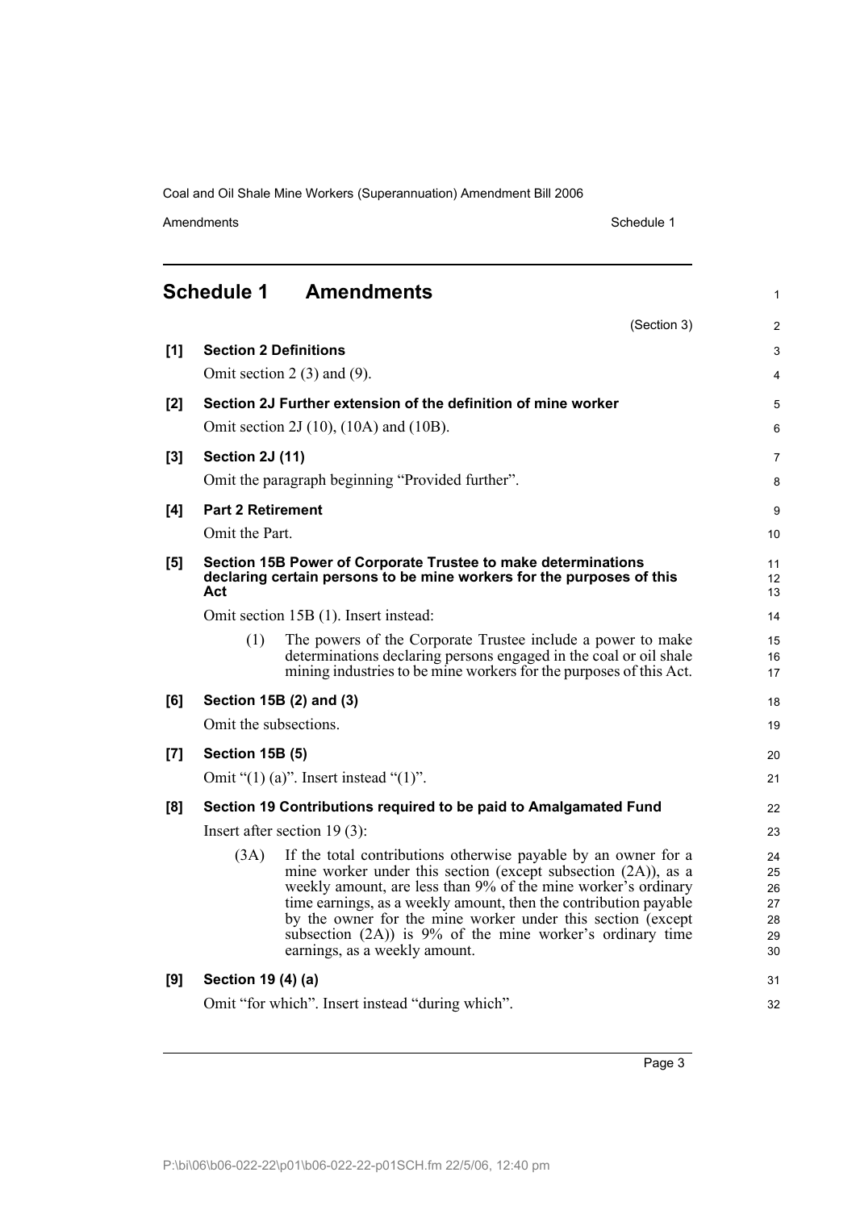## Schedule 1 Amendments

(Section 3)

**[1] Section 2 Definitions**

Omit section 2 (3) and (9).

**[2] Section 2J Further extension of the definition of mine worker**

Omit section 2J (10), (10A) and (10B).

**[3] Section 2J (11)**

Omit the paragraph beginning "Provided further".

**[4] Part 2 Retirement**

Omit the Part.

**[5] Section 15B Power of Corporate Trustee to make determinations declaring certain persons to be mine workers for the purposes of this Act**

Omit section 15B (1). Insert instead:

(1) The powers of the Corporate Trustee include a power to make determinations declaring persons engaged in the coal or oil shale mining industries to be mine workers for the purposes of this Act.

**[6] Section 15B (2) and (3)**

Omit the subsections.

**[7] Section 15B (5)**

Omit "(1) (a)". Insert instead "(1)".

**[8] Section 19 Contributions required to be paid to Amalgamated Fund**

Insert after section 19 (3):

(3A) If the total contributions otherwise payable by an owner for a mine worker under this section (except subsection (2A)), as a weekly amount, are less than 9% of the mine worker's ordinary time earnings, as a weekly amount, then the contribution payable by the owner for the mine worker under this section (except subsection (2A)) is 9% of the mine worker's ordinary time earnings, as a weekly amount.

**[9] Section 19 (4) (a)**

Omit "for which". Insert instead "during which".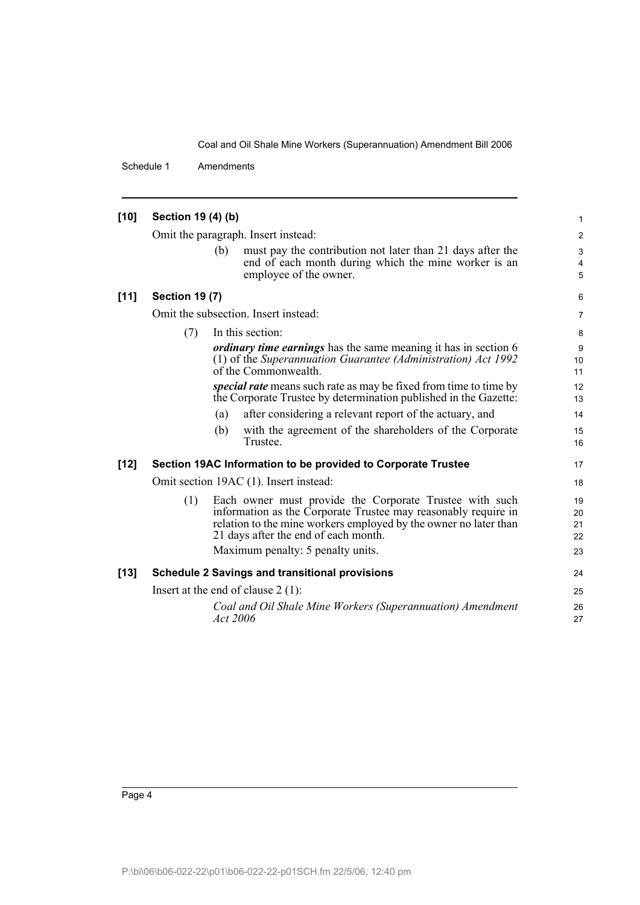### [10] Section 19 (4) (b)

Omit the paragraph. Insert instead:

> (b) must pay the contribution not later than 21 days after the end of each month during which the mine worker is an employee of the owner.

### [11] Section 19 (7)

Omit the subsection. Insert instead:

> (7) In this section:
>
> ***ordinary time earnings*** has the same meaning it has in section 6 (1) of the *Superannuation Guarantee (Administration) Act 1992* of the Commonwealth.
>
> ***special rate*** means such rate as may be fixed from time to time by the Corporate Trustee by determination published in the Gazette:
>
> (a) after considering a relevant report of the actuary, and
>
> (b) with the agreement of the shareholders of the Corporate Trustee.

### [12] Section 19AC Information to be provided to Corporate Trustee

Omit section 19AC (1). Insert instead:

> (1) Each owner must provide the Corporate Trustee with such information as the Corporate Trustee may reasonably require in relation to the mine workers employed by the owner no later than 21 days after the end of each month.
>
> Maximum penalty: 5 penalty units.

### [13] Schedule 2 Savings and transitional provisions

Insert at the end of clause 2 (1):

> *Coal and Oil Shale Mine Workers (Superannuation) Amendment Act 2006*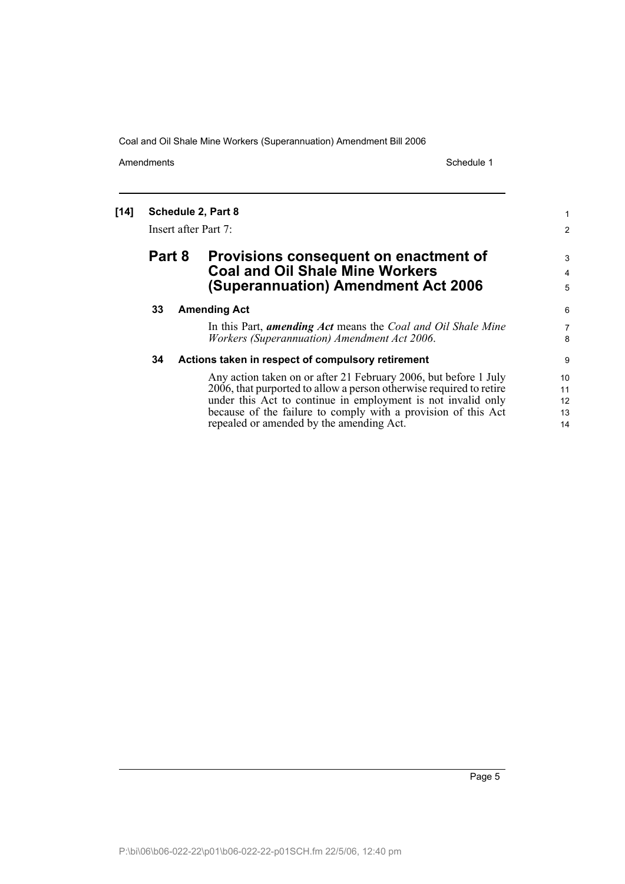**[14] Schedule 2, Part 8**

Insert after Part 7:

## Part 8 Provisions consequent on enactment of Coal and Oil Shale Mine Workers (Superannuation) Amendment Act 2006

### 33 Amending Act

In this Part, ***amending Act*** means the *Coal and Oil Shale Mine Workers (Superannuation) Amendment Act 2006*.

### 34 Actions taken in respect of compulsory retirement

Any action taken on or after 21 February 2006, but before 1 July 2006, that purported to allow a person otherwise required to retire under this Act to continue in employment is not invalid only because of the failure to comply with a provision of this Act repealed or amended by the amending Act.